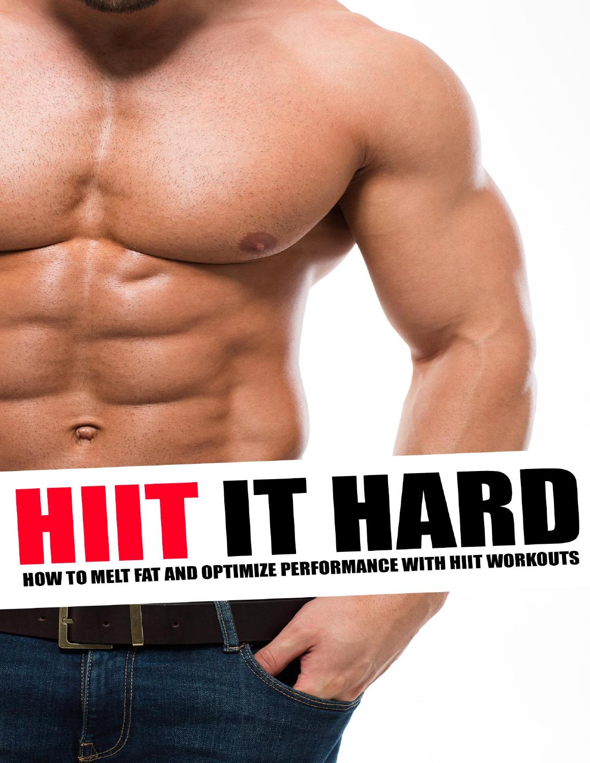# HIIT IT HARD

## HOW TO MELT FAT AND OPTIMIZE PERFORMANCE WITH HIIT WORKOUTS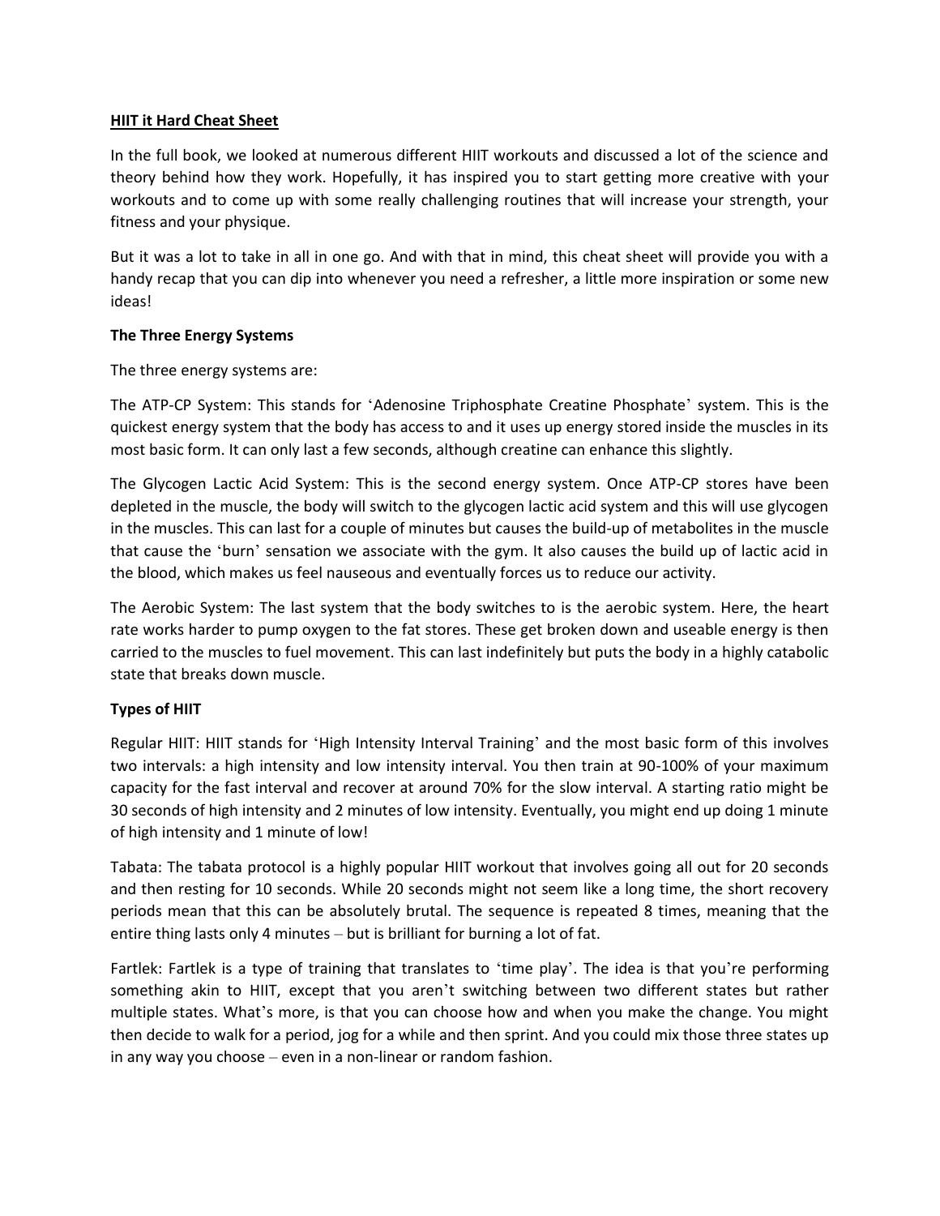## HIIT it Hard Cheat Sheet

In the full book, we looked at numerous different HIIT workouts and discussed a lot of the science and theory behind how they work. Hopefully, it has inspired you to start getting more creative with your workouts and to come up with some really challenging routines that will increase your strength, your fitness and your physique.

But it was a lot to take in all in one go. And with that in mind, this cheat sheet will provide you with a handy recap that you can dip into whenever you need a refresher, a little more inspiration or some new ideas!

### The Three Energy Systems

The three energy systems are:

The ATP-CP System: This stands for 'Adenosine Triphosphate Creatine Phosphate' system. This is the quickest energy system that the body has access to and it uses up energy stored inside the muscles in its most basic form. It can only last a few seconds, although creatine can enhance this slightly.

The Glycogen Lactic Acid System: This is the second energy system. Once ATP-CP stores have been depleted in the muscle, the body will switch to the glycogen lactic acid system and this will use glycogen in the muscles. This can last for a couple of minutes but causes the build-up of metabolites in the muscle that cause the 'burn' sensation we associate with the gym. It also causes the build up of lactic acid in the blood, which makes us feel nauseous and eventually forces us to reduce our activity.

The Aerobic System: The last system that the body switches to is the aerobic system. Here, the heart rate works harder to pump oxygen to the fat stores. These get broken down and useable energy is then carried to the muscles to fuel movement. This can last indefinitely but puts the body in a highly catabolic state that breaks down muscle.

### Types of HIIT

Regular HIIT: HIIT stands for 'High Intensity Interval Training' and the most basic form of this involves two intervals: a high intensity and low intensity interval. You then train at 90-100% of your maximum capacity for the fast interval and recover at around 70% for the slow interval. A starting ratio might be 30 seconds of high intensity and 2 minutes of low intensity. Eventually, you might end up doing 1 minute of high intensity and 1 minute of low!

Tabata: The tabata protocol is a highly popular HIIT workout that involves going all out for 20 seconds and then resting for 10 seconds. While 20 seconds might not seem like a long time, the short recovery periods mean that this can be absolutely brutal. The sequence is repeated 8 times, meaning that the entire thing lasts only 4 minutes – but is brilliant for burning a lot of fat.

Fartlek: Fartlek is a type of training that translates to 'time play'. The idea is that you're performing something akin to HIIT, except that you aren't switching between two different states but rather multiple states. What's more, is that you can choose how and when you make the change. You might then decide to walk for a period, jog for a while and then sprint. And you could mix those three states up in any way you choose – even in a non-linear or random fashion.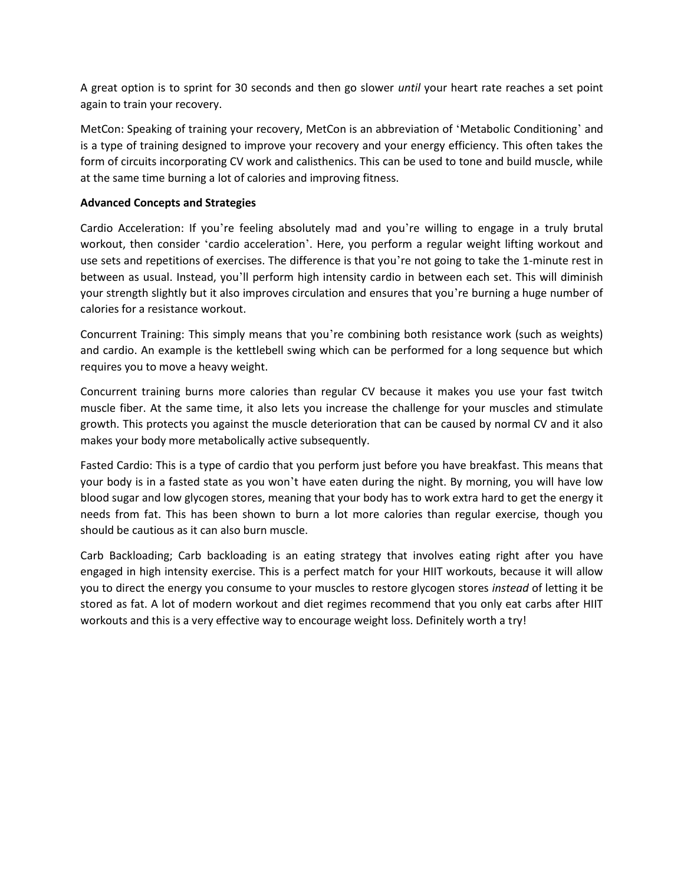A great option is to sprint for 30 seconds and then go slower *until* your heart rate reaches a set point again to train your recovery.

MetCon: Speaking of training your recovery, MetCon is an abbreviation of 'Metabolic Conditioning' and is a type of training designed to improve your recovery and your energy efficiency. This often takes the form of circuits incorporating CV work and calisthenics. This can be used to tone and build muscle, while at the same time burning a lot of calories and improving fitness.

**Advanced Concepts and Strategies**

Cardio Acceleration: If you're feeling absolutely mad and you're willing to engage in a truly brutal workout, then consider 'cardio acceleration'. Here, you perform a regular weight lifting workout and use sets and repetitions of exercises. The difference is that you're not going to take the 1-minute rest in between as usual. Instead, you'll perform high intensity cardio in between each set. This will diminish your strength slightly but it also improves circulation and ensures that you're burning a huge number of calories for a resistance workout.

Concurrent Training: This simply means that you're combining both resistance work (such as weights) and cardio. An example is the kettlebell swing which can be performed for a long sequence but which requires you to move a heavy weight.

Concurrent training burns more calories than regular CV because it makes you use your fast twitch muscle fiber. At the same time, it also lets you increase the challenge for your muscles and stimulate growth. This protects you against the muscle deterioration that can be caused by normal CV and it also makes your body more metabolically active subsequently.

Fasted Cardio: This is a type of cardio that you perform just before you have breakfast. This means that your body is in a fasted state as you won't have eaten during the night. By morning, you will have low blood sugar and low glycogen stores, meaning that your body has to work extra hard to get the energy it needs from fat. This has been shown to burn a lot more calories than regular exercise, though you should be cautious as it can also burn muscle.

Carb Backloading; Carb backloading is an eating strategy that involves eating right after you have engaged in high intensity exercise. This is a perfect match for your HIIT workouts, because it will allow you to direct the energy you consume to your muscles to restore glycogen stores *instead* of letting it be stored as fat. A lot of modern workout and diet regimes recommend that you only eat carbs after HIIT workouts and this is a very effective way to encourage weight loss. Definitely worth a try!